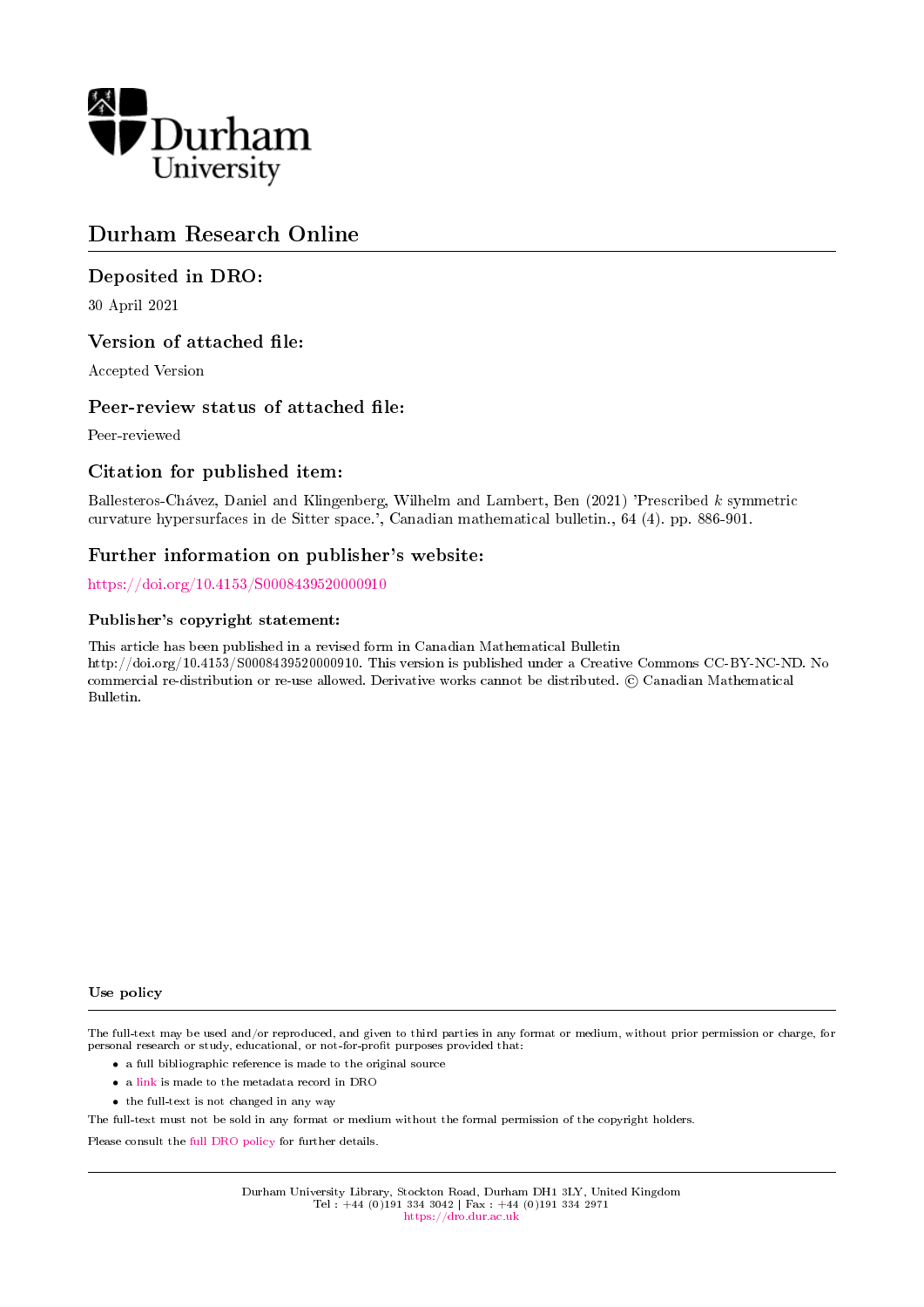Durham University

# Durham Research Online

## Deposited in DRO:

30 April 2021

## Version of attached file:

Accepted Version

## Peer-review status of attached file:

Peer-reviewed

## Citation for published item:

Ballesteros-Chávez, Daniel and Klingenberg, Wilhelm and Lambert, Ben (2021) 'Prescribed $k$ symmetric curvature hypersurfaces in de Sitter space.', Canadian mathematical bulletin., 64 (4). pp. 886-901.

## Further information on publisher's website:

https://doi.org/10.4153/S0008439520000910

### Publisher's copyright statement:

This article has been published in a revised form in Canadian Mathematical Bulletin http://doi.org/10.4153/S0008439520000910. This version is published under a Creative Commons CC-BY-NC-ND. No commercial re-distribution or re-use allowed. Derivative works cannot be distributed. © Canadian Mathematical Bulletin.

### Use policy

The full-text may be used and/or reproduced, and given to third parties in any format or medium, without prior permission or charge, for personal research or study, educational, or not-for-profit purposes provided that:

- a full bibliographic reference is made to the original source
- a link is made to the metadata record in DRO
- the full-text is not changed in any way

The full-text must not be sold in any format or medium without the formal permission of the copyright holders.

Please consult the full DRO policy for further details.

Durham University Library, Stockton Road, Durham DH1 3LY, United Kingdom
Tel : +44 (0)191 334 3042 | Fax : +44 (0)191 334 2971
https://dro.dur.ac.uk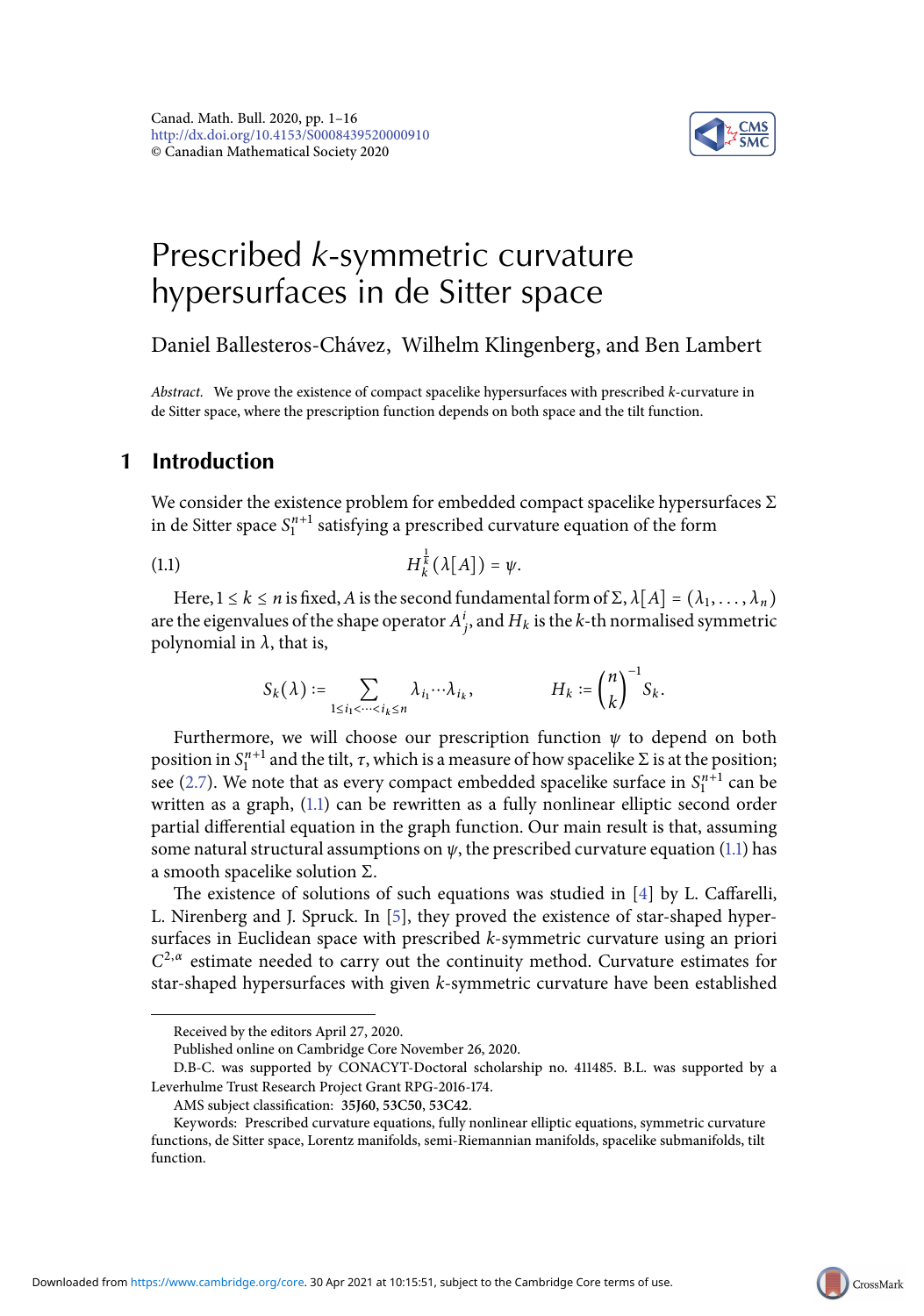# Prescribed $k$-symmetric curvature hypersurfaces in de Sitter space

Daniel Ballesteros-Chávez, Wilhelm Klingenberg, and Ben Lambert

*Abstract.* We prove the existence of compact spacelike hypersurfaces with prescribed $k$-curvature in de Sitter space, where the prescription function depends on both space and the tilt function.

## 1 Introduction

We consider the existence problem for embedded compact spacelike hypersurfaces $\Sigma$ in de Sitter space $S_1^{n+1}$ satisfying a prescribed curvature equation of the form

$$H_k^{\frac{1}{k}}(\lambda[A]) = \psi. \tag{1.1}$$

Here, $1 \le k \le n$ is fixed, $A$ is the second fundamental form of $\Sigma$, $\lambda[A] = (\lambda_1, \dots, \lambda_n)$ are the eigenvalues of the shape operator $A^i_j$, and $H_k$ is the $k$-th normalised symmetric polynomial in $\lambda$, that is,

$$S_k(\lambda) := \sum_{1 \le i_1 < \cdots < i_k \le n} \lambda_{i_1} \cdots \lambda_{i_k}, \qquad H_k := \binom{n}{k}^{-1} S_k.$$

Furthermore, we will choose our prescription function $\psi$ to depend on both position in $S_1^{n+1}$ and the tilt, $\tau$, which is a measure of how spacelike $\Sigma$ is at the position; see (2.7). We note that as every compact embedded spacelike surface in $S_1^{n+1}$ can be written as a graph, (1.1) can be rewritten as a fully nonlinear elliptic second order partial differential equation in the graph function. Our main result is that, assuming some natural structural assumptions on $\psi$, the prescribed curvature equation (1.1) has a smooth spacelike solution $\Sigma$.

The existence of solutions of such equations was studied in [4] by L. Caffarelli, L. Nirenberg and J. Spruck. In [5], they proved the existence of star-shaped hypersurfaces in Euclidean space with prescribed $k$-symmetric curvature using an priori $C^{2,\alpha}$ estimate needed to carry out the continuity method. Curvature estimates for star-shaped hypersurfaces with given $k$-symmetric curvature have been established

Received by the editors April 27, 2020.

Published online on Cambridge Core November 26, 2020.

D.B-C. was supported by CONACYT-Doctoral scholarship no. 411485. B.L. was supported by a Leverhulme Trust Research Project Grant RPG-2016-174.

AMS subject classification: **35J60**, **53C50**, **53C42**.

Keywords: Prescribed curvature equations, fully nonlinear elliptic equations, symmetric curvature functions, de Sitter space, Lorentz manifolds, semi-Riemannian manifolds, spacelike submanifolds, tilt function.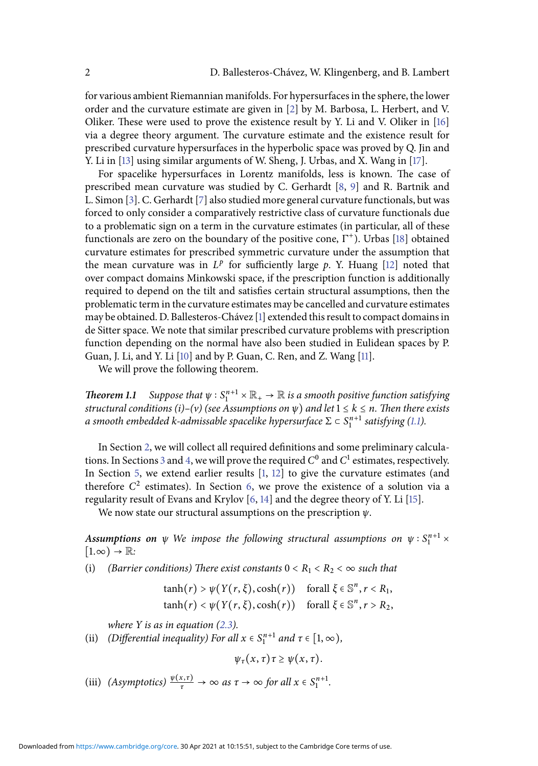for various ambient Riemannian manifolds. For hypersurfaces in the sphere, the lower order and the curvature estimate are given in [2] by M. Barbosa, L. Herbert, and V. Oliker. These were used to prove the existence result by Y. Li and V. Oliker in [16] via a degree theory argument. The curvature estimate and the existence result for prescribed curvature hypersurfaces in the hyperbolic space was proved by Q. Jin and Y. Li in [13] using similar arguments of W. Sheng, J. Urbas, and X. Wang in [17].

For spacelike hypersurfaces in Lorentz manifolds, less is known. The case of prescribed mean curvature was studied by C. Gerhardt [8, 9] and R. Bartnik and L. Simon [3]. C. Gerhardt [7] also studied more general curvature functionals, but was forced to only consider a comparatively restrictive class of curvature functionals due to a problematic sign on a term in the curvature estimates (in particular, all of these functionals are zero on the boundary of the positive cone, $\Gamma^+$). Urbas [18] obtained curvature estimates for prescribed symmetric curvature under the assumption that the mean curvature was in $L^p$ for sufficiently large $p$. Y. Huang [12] noted that over compact domains Minkowski space, if the prescription function is additionally required to depend on the tilt and satisfies certain structural assumptions, then the problematic term in the curvature estimates may be cancelled and curvature estimates may be obtained. D. Ballesteros-Chávez [1] extended this result to compact domains in de Sitter space. We note that similar prescribed curvature problems with prescription function depending on the normal have also been studied in Eulidean spaces by P. Guan, J. Li, and Y. Li [10] and by P. Guan, C. Ren, and Z. Wang [11].

We will prove the following theorem.

**Theorem 1.1** *Suppose that $\psi : S_1^{n+1} \times \mathbb{R}_+ \to \mathbb{R}$ is a smooth positive function satisfying structural conditions (i)–(v) (see Assumptions on $\psi$) and let $1 \leq k \leq n$. Then there exists a smooth embedded k-admissable spacelike hypersurface $\Sigma \subset S_1^{n+1}$ satisfying (1.1).*

In Section 2, we will collect all required definitions and some preliminary calculations. In Sections 3 and 4, we will prove the required $C^0$ and $C^1$ estimates, respectively. In Section 5, we extend earlier results [1, 12] to give the curvature estimates (and therefore $C^2$ estimates). In Section 6, we prove the existence of a solution via a regularity result of Evans and Krylov [6, 14] and the degree theory of Y. Li [15].

We now state our structural assumptions on the prescription $\psi$.

***Assumptions on*** $\psi$ *We impose the following structural assumptions on $\psi : S_1^{n+1} \times [1.\infty) \to \mathbb{R}$:*

(i) *(Barrier conditions) There exist constants $0 < R_1 < R_2 < \infty$ such that*

$$\tanh(r) > \psi(Y(r,\xi), \cosh(r)) \quad \text{forall } \xi \in \mathbb{S}^n, r < R_1,$$
$$\tanh(r) < \psi(Y(r,\xi), \cosh(r)) \quad \text{forall } \xi \in \mathbb{S}^n, r > R_2,$$

*where $Y$ is as in equation (2.3).*

(ii) *(Differential inequality) For all $x \in S_1^{n+1}$ and $\tau \in [1, \infty)$,*

$$\psi_\tau(x,\tau)\tau \geq \psi(x,\tau).$$

(iii) *(Asymptotics) $\frac{\psi(x,\tau)}{\tau} \to \infty$ as $\tau \to \infty$ for all $x \in S_1^{n+1}$.*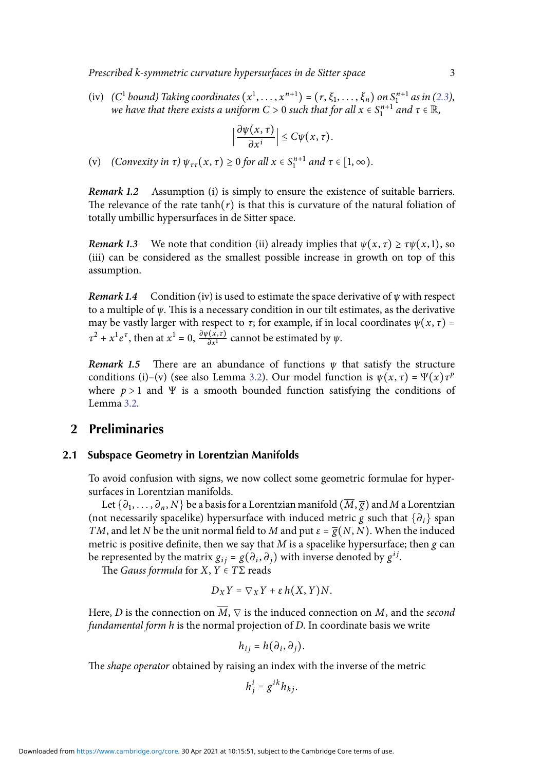(iv) *($C^1$ bound) Taking coordinates $(x^1, \dots, x^{n+1}) = (r, \xi_1, \dots, \xi_n)$ on $S_1^{n+1}$ as in (2.3), we have that there exists a uniform $C > 0$ such that for all $x \in S_1^{n+1}$ and $\tau \in \mathbb{R}$,*

$$\left| \frac{\partial \psi(x,\tau)}{\partial x^i} \right| \leq C\psi(x,\tau).$$

(v) *(Convexity in $\tau$) $\psi_{\tau\tau}(x,\tau) \geq 0$ for all $x \in S_1^{n+1}$ and $\tau \in [1, \infty)$.*

***Remark 1.2*** Assumption (i) is simply to ensure the existence of suitable barriers. The relevance of the rate $\tanh(r)$ is that this is curvature of the natural foliation of totally umbillic hypersurfaces in de Sitter space.

***Remark 1.3*** We note that condition (ii) already implies that $\psi(x,\tau) \geq \tau\psi(x,1)$, so (iii) can be considered as the smallest possible increase in growth on top of this assumption.

***Remark 1.4*** Condition (iv) is used to estimate the space derivative of $\psi$ with respect to a multiple of $\psi$. This is a necessary condition in our tilt estimates, as the derivative may be vastly larger with respect to $\tau$; for example, if in local coordinates $\psi(x,\tau) = \tau^2 + x^1 e^\tau$, then at $x^1 = 0$, $\frac{\partial \psi(x,\tau)}{\partial x^1}$ cannot be estimated by $\psi$.

***Remark 1.5*** There are an abundance of functions $\psi$ that satisfy the structure conditions (i)–(v) (see also Lemma 3.2). Our model function is $\psi(x,\tau) = \Psi(x)\tau^p$ where $p > 1$ and $\Psi$ is a smooth bounded function satisfying the conditions of Lemma 3.2.

## 2 Preliminaries

### 2.1 Subspace Geometry in Lorentzian Manifolds

To avoid confusion with signs, we now collect some geometric formulae for hypersurfaces in Lorentzian manifolds.

Let $\{\partial_1, \dots, \partial_n, N\}$ be a basis for a Lorentzian manifold $(\overline{M}, \overline{g})$ and $M$ a Lorentzian (not necessarily spacelike) hypersurface with induced metric $g$ such that $\{\partial_i\}$ span $TM$, and let $N$ be the unit normal field to $M$ and put $\varepsilon = \overline{g}(N,N)$. When the induced metric is positive definite, then we say that $M$ is a spacelike hypersurface; then $g$ can be represented by the matrix $g_{ij} = g(\partial_i, \partial_j)$ with inverse denoted by $g^{ij}$.

The *Gauss formula* for $X, Y \in T\Sigma$ reads

$$D_X Y = \nabla_X Y + \varepsilon\, h(X,Y)N.$$

Here, $D$ is the connection on $\overline{M}$, $\nabla$ is the induced connection on $M$, and the *second fundamental form* $h$ is the normal projection of $D$. In coordinate basis we write

$$h_{ij} = h(\partial_i, \partial_j).$$

The *shape operator* obtained by raising an index with the inverse of the metric

$$h^i_j = g^{ik}h_{kj}.$$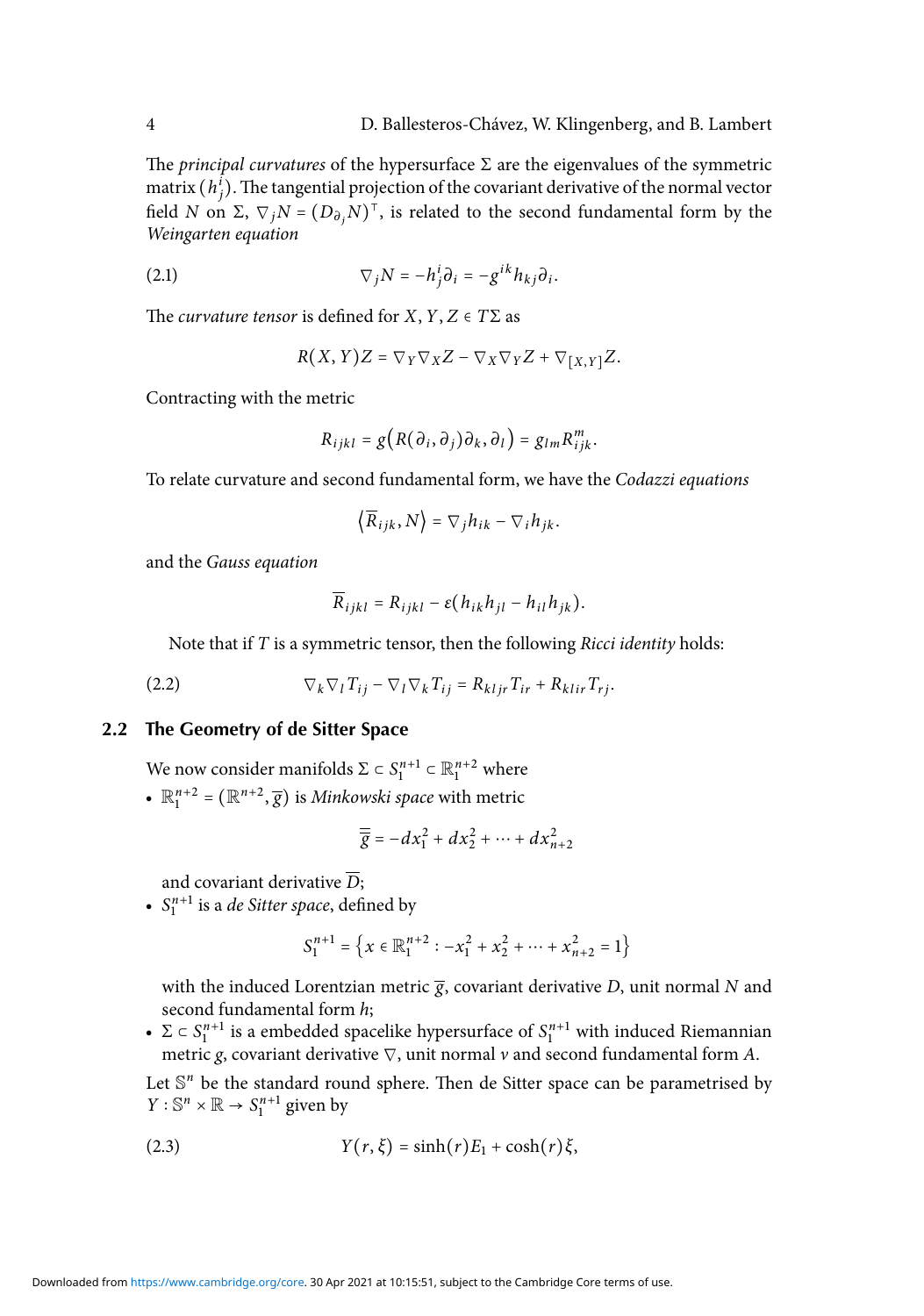The *principal curvatures* of the hypersurface $\Sigma$ are the eigenvalues of the symmetric matrix $(h^i_j)$. The tangential projection of the covariant derivative of the normal vector field $N$ on $\Sigma$, $\nabla_j N = (D_{\partial_j} N)^\top$, is related to the second fundamental form by the *Weingarten equation*

$$\nabla_j N = -h^i_j \partial_i = -g^{ik} h_{kj} \partial_i. \tag{2.1}$$

The *curvature tensor* is defined for $X, Y, Z \in T\Sigma$ as

$$R(X,Y)Z = \nabla_Y \nabla_X Z - \nabla_X \nabla_Y Z + \nabla_{[X,Y]} Z.$$

Contracting with the metric

$$R_{ijkl} = g\big(R(\partial_i, \partial_j)\partial_k, \partial_l\big) = g_{lm} R^m_{ijk}.$$

To relate curvature and second fundamental form, we have the *Codazzi equations*

$$\big\langle \overline{R}_{ijk}, N \big\rangle = \nabla_j h_{ik} - \nabla_i h_{jk}.$$

and the *Gauss equation*

$$\overline{R}_{ijkl} = R_{ijkl} - \varepsilon(h_{ik}h_{jl} - h_{il}h_{jk}).$$

Note that if $T$ is a symmetric tensor, then the following *Ricci identity* holds:

$$\nabla_k \nabla_l T_{ij} - \nabla_l \nabla_k T_{ij} = R_{kljr} T_{ir} + R_{klir} T_{rj}. \tag{2.2}$$

## 2.2 The Geometry of de Sitter Space

We now consider manifolds $\Sigma \subset S^{n+1}_1 \subset \mathbb{R}^{n+2}_1$ where

- $\mathbb{R}^{n+2}_1 = (\mathbb{R}^{n+2}, \overline{\overline{g}})$ is *Minkowski space* with metric

$$\overline{\overline{g}} = -dx_1^2 + dx_2^2 + \cdots + dx_{n+2}^2$$

  and covariant derivative $\overline{D}$;
- $S^{n+1}_1$ is a *de Sitter space*, defined by

$$S^{n+1}_1 = \left\{ x \in \mathbb{R}^{n+2}_1 : -x_1^2 + x_2^2 + \cdots + x_{n+2}^2 = 1 \right\}$$

  with the induced Lorentzian metric $\overline{g}$, covariant derivative $D$, unit normal $N$ and second fundamental form $h$;
- $\Sigma \subset S^{n+1}_1$ is a embedded spacelike hypersurface of $S^{n+1}_1$ with induced Riemannian metric $g$, covariant derivative $\nabla$, unit normal $\nu$ and second fundamental form $A$.

Let $\mathbb{S}^n$ be the standard round sphere. Then de Sitter space can be parametrised by $Y : \mathbb{S}^n \times \mathbb{R} \to S^{n+1}_1$ given by

$$Y(r, \xi) = \sinh(r) E_1 + \cosh(r) \xi, \tag{2.3}$$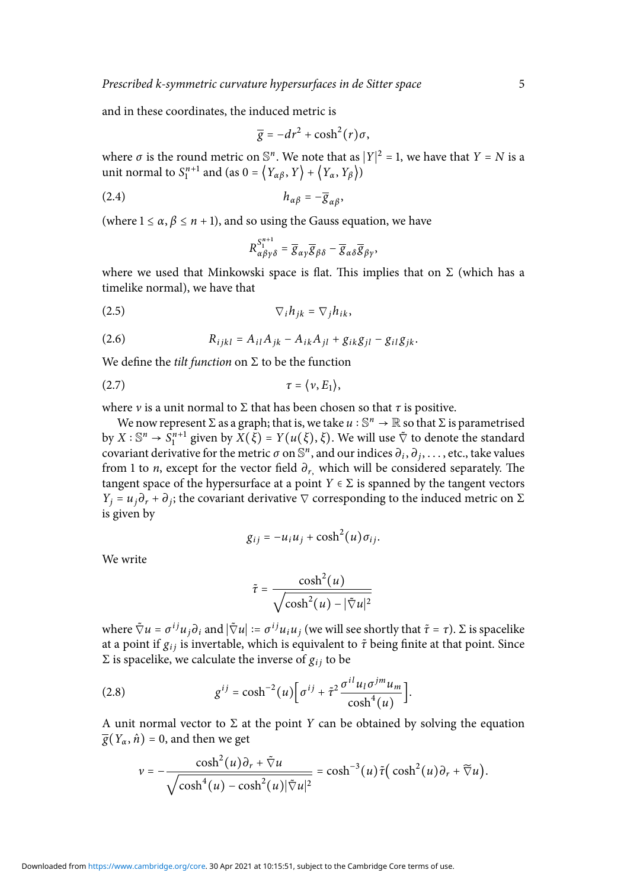and in these coordinates, the induced metric is

$$\overline{g} = -dr^2 + \cosh^2(r)\sigma,$$

where $\sigma$ is the round metric on $\mathbb{S}^n$. We note that as $|Y|^2 = 1$, we have that $Y = N$ is a unit normal to $S_1^{n+1}$ and (as $0 = \langle Y_{\alpha\beta}, Y\rangle + \langle Y_\alpha, Y_\beta\rangle$)

$$h_{\alpha\beta} = -\overline{g}_{\alpha\beta}, \tag{2.4}$$

(where $1 \leq \alpha, \beta \leq n+1$), and so using the Gauss equation, we have

$$R^{S_1^{n+1}}_{\alpha\beta\gamma\delta} = \overline{g}_{\alpha\gamma}\overline{g}_{\beta\delta} - \overline{g}_{\alpha\delta}\overline{g}_{\beta\gamma},$$

where we used that Minkowski space is flat. This implies that on $\Sigma$ (which has a timelike normal), we have that

$$\nabla_i h_{jk} = \nabla_j h_{ik}, \tag{2.5}$$

$$R_{ijkl} = A_{il}A_{jk} - A_{ik}A_{jl} + g_{ik}g_{jl} - g_{il}g_{jk}. \tag{2.6}$$

We define the *tilt function* on $\Sigma$ to be the function

$$\tau = \langle \nu, E_1\rangle, \tag{2.7}$$

where $\nu$ is a unit normal to $\Sigma$ that has been chosen so that $\tau$ is positive.

We now represent $\Sigma$ as a graph; that is, we take $u : \mathbb{S}^n \to \mathbb{R}$ so that $\Sigma$ is parametrised by $X : \mathbb{S}^n \to S_1^{n+1}$ given by $X(\xi) = Y(u(\xi), \xi)$. We will use $\tilde{\nabla}$ to denote the standard covariant derivative for the metric $\sigma$ on $\mathbb{S}^n$, and our indices $\partial_i, \partial_j, \ldots$, etc., take values from 1 to $n$, except for the vector field $\partial_r$, which will be considered separately. The tangent space of the hypersurface at a point $Y \in \Sigma$ is spanned by the tangent vectors $Y_j = u_j\partial_r + \partial_j$; the covariant derivative $\nabla$ corresponding to the induced metric on $\Sigma$ is given by

$$g_{ij} = -u_iu_j + \cosh^2(u)\sigma_{ij}.$$

We write

$$\tilde{\tau} = \frac{\cosh^2(u)}{\sqrt{\cosh^2(u) - |\tilde{\nabla}u|^2}}$$

where $\tilde{\nabla}u = \sigma^{ij}u_j\partial_i$ and $|\tilde{\nabla}u| := \sigma^{ij}u_iu_j$ (we will see shortly that $\tilde{\tau} = \tau$). $\Sigma$ is spacelike at a point if $g_{ij}$ is invertable, which is equivalent to $\tilde{\tau}$ being finite at that point. Since $\Sigma$ is spacelike, we calculate the inverse of $g_{ij}$ to be

$$g^{ij} = \cosh^{-2}(u)\left[\sigma^{ij} + \tilde{\tau}^2\frac{\sigma^{il}u_l\sigma^{jm}u_m}{\cosh^4(u)}\right]. \tag{2.8}$$

A unit normal vector to $\Sigma$ at the point $Y$ can be obtained by solving the equation $\overline{g}(Y_\alpha, \hat{n}) = 0$, and then we get

$$\nu = -\frac{\cosh^2(u)\partial_r + \tilde{\nabla}u}{\sqrt{\cosh^4(u) - \cosh^2(u)|\tilde{\nabla}u|^2}} = \cosh^{-3}(u)\tilde{\tau}\left(\cosh^2(u)\partial_r + \widetilde{\nabla}u\right).$$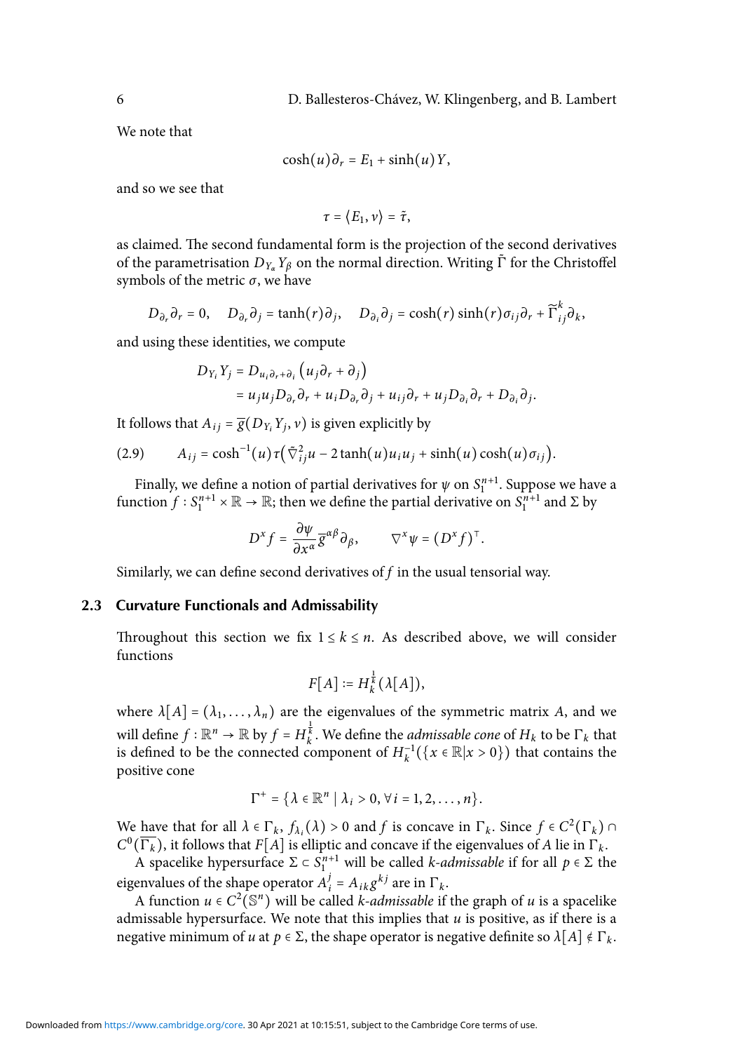We note that

$$\cosh(u)\partial_r = E_1 + \sinh(u)Y,$$

and so we see that

$$\tau = \langle E_1, \nu\rangle = \tilde{\tau},$$

as claimed. The second fundamental form is the projection of the second derivatives of the parametrisation $D_{Y_\alpha}Y_\beta$ on the normal direction. Writing $\tilde{\Gamma}$ for the Christoffel symbols of the metric $\sigma$, we have

$$D_{\partial_r}\partial_r = 0, \quad D_{\partial_r}\partial_j = \tanh(r)\partial_j, \quad D_{\partial_i}\partial_j = \cosh(r)\sinh(r)\sigma_{ij}\partial_r + \widetilde{\Gamma}_{ij}^k\partial_k,$$

and using these identities, we compute

$$\begin{aligned} D_{Y_i}Y_j &= D_{u_i\partial_r + \partial_i}\left(u_j\partial_r + \partial_j\right) \\ &= u_ju_jD_{\partial_r}\partial_r + u_iD_{\partial_r}\partial_j + u_{ij}\partial_r + u_jD_{\partial_i}\partial_r + D_{\partial_i}\partial_j. \end{aligned}$$

It follows that $A_{ij} = \overline{g}(D_{Y_i}Y_j, \nu)$ is given explicitly by

$$A_{ij} = \cosh^{-1}(u)\tau\big(\tilde{\nabla}^2_{ij}u - 2\tanh(u)u_iu_j + \sinh(u)\cosh(u)\sigma_{ij}\big). \tag{2.9}$$

Finally, we define a notion of partial derivatives for $\psi$ on $S_1^{n+1}$. Suppose we have a function $f : S_1^{n+1} \times \mathbb{R} \to \mathbb{R}$; then we define the partial derivative on $S_1^{n+1}$ and $\Sigma$ by

$$D^x f = \frac{\partial\psi}{\partial x^\alpha}\overline{g}^{\alpha\beta}\partial_\beta, \qquad \nabla^x\psi = (D^x f)^\top.$$

Similarly, we can define second derivatives of $f$ in the usual tensorial way.

### 2.3 Curvature Functionals and Admissability

Throughout this section we fix $1 \le k \le n$. As described above, we will consider functions

$$F[A] := H_k^{\frac{1}{k}}(\lambda[A]),$$

where $\lambda[A] = (\lambda_1, \ldots, \lambda_n)$ are the eigenvalues of the symmetric matrix $A$, and we will define $f : \mathbb{R}^n \to \mathbb{R}$ by $f = H_k^{\frac{1}{k}}$. We define the *admissable cone* of $H_k$ to be $\Gamma_k$ that is defined to be the connected component of $H_k^{-1}(\{x \in \mathbb{R} | x > 0\})$ that contains the positive cone

$$\Gamma^+ = \{\lambda \in \mathbb{R}^n \mid \lambda_i > 0, \forall\, i = 1, 2, \ldots, n\}.$$

We have that for all $\lambda \in \Gamma_k$, $f_{\lambda_i}(\lambda) > 0$ and $f$ is concave in $\Gamma_k$. Since $f \in C^2(\Gamma_k) \cap C^0(\overline{\Gamma_k})$, it follows that $F[A]$ is elliptic and concave if the eigenvalues of $A$ lie in $\Gamma_k$.

A spacelike hypersurface $\Sigma \subset S_1^{n+1}$ will be called *k-admissable* if for all $p \in \Sigma$ the eigenvalues of the shape operator $A_i^j = A_{ik}g^{kj}$ are in $\Gamma_k$.

A function $u \in C^2(\mathbb{S}^n)$ will be called *k-admissable* if the graph of $u$ is a spacelike admissable hypersurface. We note that this implies that $u$ is positive, as if there is a negative minimum of $u$ at $p \in \Sigma$, the shape operator is negative definite so $\lambda[A] \notin \Gamma_k$.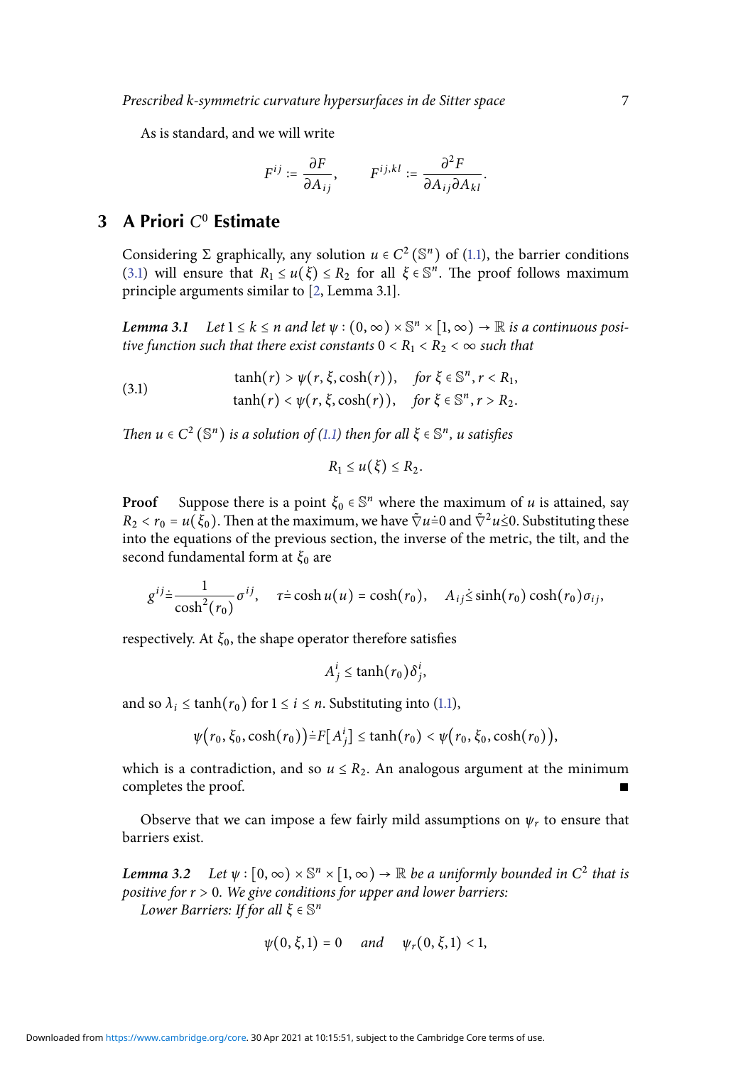As is standard, and we will write

$$F^{ij} := \frac{\partial F}{\partial A_{ij}}, \qquad F^{ij,kl} := \frac{\partial^2 F}{\partial A_{ij} \partial A_{kl}}.$$

## 3 A Priori $C^0$ Estimate

Considering $\Sigma$ graphically, any solution $u \in C^2(\mathbb{S}^n)$ of (1.1), the barrier conditions (3.1) will ensure that $R_1 \le u(\xi) \le R_2$ for all $\xi \in \mathbb{S}^n$. The proof follows maximum principle arguments similar to [2, Lemma 3.1].

***Lemma 3.1*** *Let $1 \le k \le n$ and let $\psi : (0,\infty) \times \mathbb{S}^n \times [1,\infty) \to \mathbb{R}$ is a continuous positive function such that there exist constants $0 < R_1 < R_2 < \infty$ such that*

$$\tag{3.1} \begin{aligned} \tanh(r) &> \psi(r, \xi, \cosh(r)), \quad \text{for } \xi \in \mathbb{S}^n, r < R_1, \\ \tanh(r) &< \psi(r, \xi, \cosh(r)), \quad \text{for } \xi \in \mathbb{S}^n, r > R_2. \end{aligned}$$

*Then $u \in C^2(\mathbb{S}^n)$ is a solution of (1.1) then for all $\xi \in \mathbb{S}^n$, $u$ satisfies*

$$R_1 \le u(\xi) \le R_2.$$

**Proof** Suppose there is a point $\xi_0 \in \mathbb{S}^n$ where the maximum of $u$ is attained, say $R_2 < r_0 = u(\xi_0)$. Then at the maximum, we have $\tilde{\nabla} u \doteq 0$ and $\tilde{\nabla}^2 u \dot{\le} 0$. Substituting these into the equations of the previous section, the inverse of the metric, the tilt, and the second fundamental form at $\xi_0$ are

$$g^{ij} \doteq \frac{1}{\cosh^2(r_0)} \sigma^{ij}, \quad \tau \doteq \cosh u(u) = \cosh(r_0), \quad A_{ij} \dot{\le} \sinh(r_0)\cosh(r_0)\sigma_{ij},$$

respectively. At $\xi_0$, the shape operator therefore satisfies

$$A^i_j \le \tanh(r_0)\delta^i_j,$$

and so $\lambda_i \le \tanh(r_0)$ for $1 \le i \le n$. Substituting into (1.1),

$$\psi\big(r_0, \xi_0, \cosh(r_0)\big) \doteq F[A^i_j] \le \tanh(r_0) < \psi\big(r_0, \xi_0, \cosh(r_0)\big),$$

which is a contradiction, and so $u \le R_2$. An analogous argument at the minimum completes the proof. ∎

Observe that we can impose a few fairly mild assumptions on $\psi_r$ to ensure that barriers exist.

***Lemma 3.2*** *Let $\psi : [0,\infty) \times \mathbb{S}^n \times [1,\infty) \to \mathbb{R}$ be a uniformly bounded in $C^2$ that is positive for $r > 0$. We give conditions for upper and lower barriers:*

*Lower Barriers: If for all $\xi \in \mathbb{S}^n$*

$$\psi(0, \xi, 1) = 0 \quad \text{and} \quad \psi_r(0, \xi, 1) < 1,$$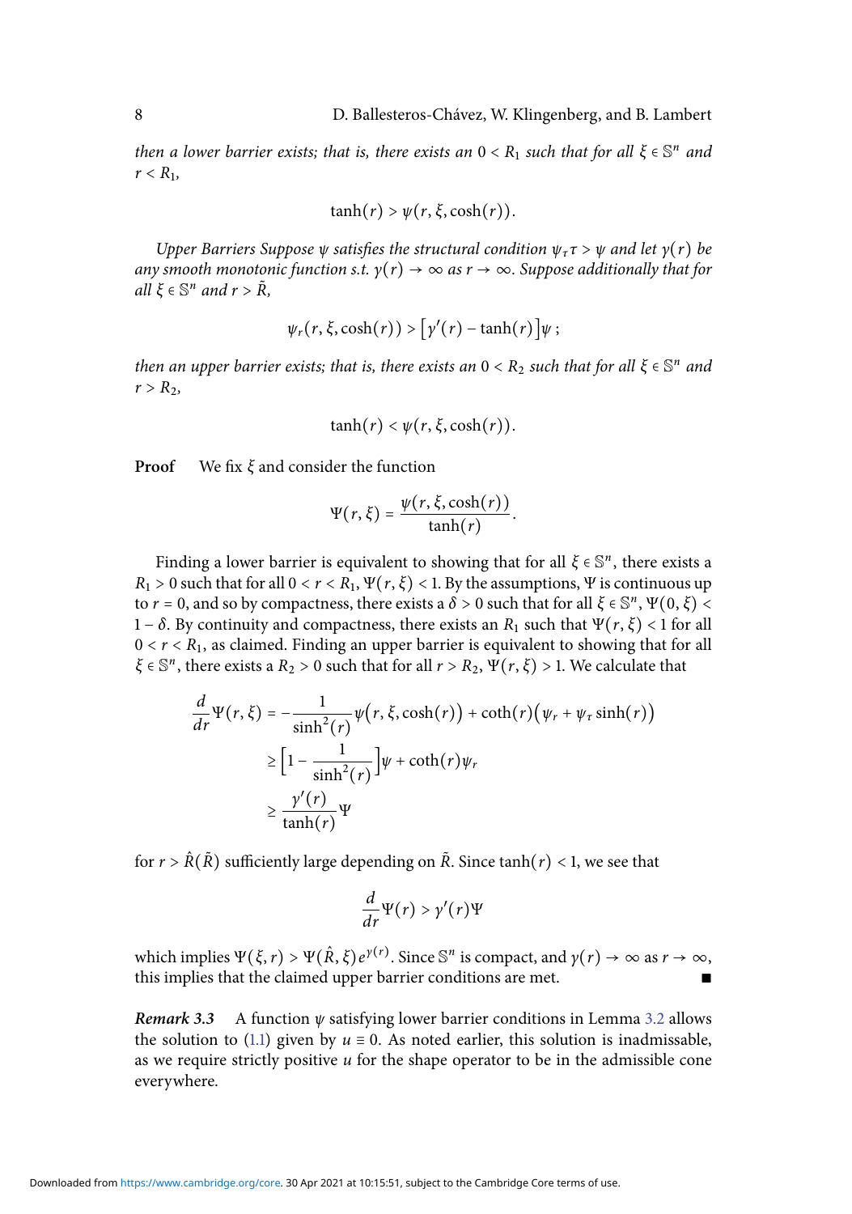*then a lower barrier exists; that is, there exists an $0 < R_1$ such that for all $\xi \in \mathbb{S}^n$ and $r < R_1$,*

$$\tanh(r) > \psi(r, \xi, \cosh(r)).$$

*Upper Barriers Suppose $\psi$ satisfies the structural condition $\psi_\tau \tau > \psi$ and let $\gamma(r)$ be any smooth monotonic function s.t. $\gamma(r) \to \infty$ as $r \to \infty$. Suppose additionally that for all $\xi \in \mathbb{S}^n$ and $r > \tilde{R}$,*

$$\psi_r(r, \xi, \cosh(r)) > \left[\gamma'(r) - \tanh(r)\right]\psi\,;$$

*then an upper barrier exists; that is, there exists an $0 < R_2$ such that for all $\xi \in \mathbb{S}^n$ and $r > R_2$,*

$$\tanh(r) < \psi(r, \xi, \cosh(r)).$$

**Proof** We fix $\xi$ and consider the function

$$\Psi(r, \xi) = \frac{\psi(r, \xi, \cosh(r))}{\tanh(r)}.$$

Finding a lower barrier is equivalent to showing that for all $\xi \in \mathbb{S}^n$, there exists a $R_1 > 0$ such that for all $0 < r < R_1$, $\Psi(r, \xi) < 1$. By the assumptions, $\Psi$ is continuous up to $r = 0$, and so by compactness, there exists a $\delta > 0$ such that for all $\xi \in \mathbb{S}^n$, $\Psi(0, \xi) < 1 - \delta$. By continuity and compactness, there exists an $R_1$ such that $\Psi(r, \xi) < 1$ for all $0 < r < R_1$, as claimed. Finding an upper barrier is equivalent to showing that for all $\xi \in \mathbb{S}^n$, there exists a $R_2 > 0$ such that for all $r > R_2$, $\Psi(r, \xi) > 1$. We calculate that

$$\begin{aligned}
\frac{d}{dr}\Psi(r, \xi) &= -\frac{1}{\sinh^2(r)}\psi\big(r, \xi, \cosh(r)\big) + \coth(r)\big(\psi_r + \psi_\tau \sinh(r)\big) \\
&\geq \left[1 - \frac{1}{\sinh^2(r)}\right]\psi + \coth(r)\psi_r \\
&\geq \frac{\gamma'(r)}{\tanh(r)}\Psi
\end{aligned}$$

for $r > \hat{R}(\tilde{R})$ sufficiently large depending on $\tilde{R}$. Since $\tanh(r) < 1$, we see that

$$\frac{d}{dr}\Psi(r) > \gamma'(r)\Psi$$

which implies $\Psi(\xi, r) > \Psi(\hat{R}, \xi)e^{\gamma(r)}$. Since $\mathbb{S}^n$ is compact, and $\gamma(r) \to \infty$ as $r \to \infty$, this implies that the claimed upper barrier conditions are met. ∎

***Remark 3.3*** A function $\psi$ satisfying lower barrier conditions in Lemma 3.2 allows the solution to (1.1) given by $u \equiv 0$. As noted earlier, this solution is inadmissable, as we require strictly positive $u$ for the shape operator to be in the admissible cone everywhere.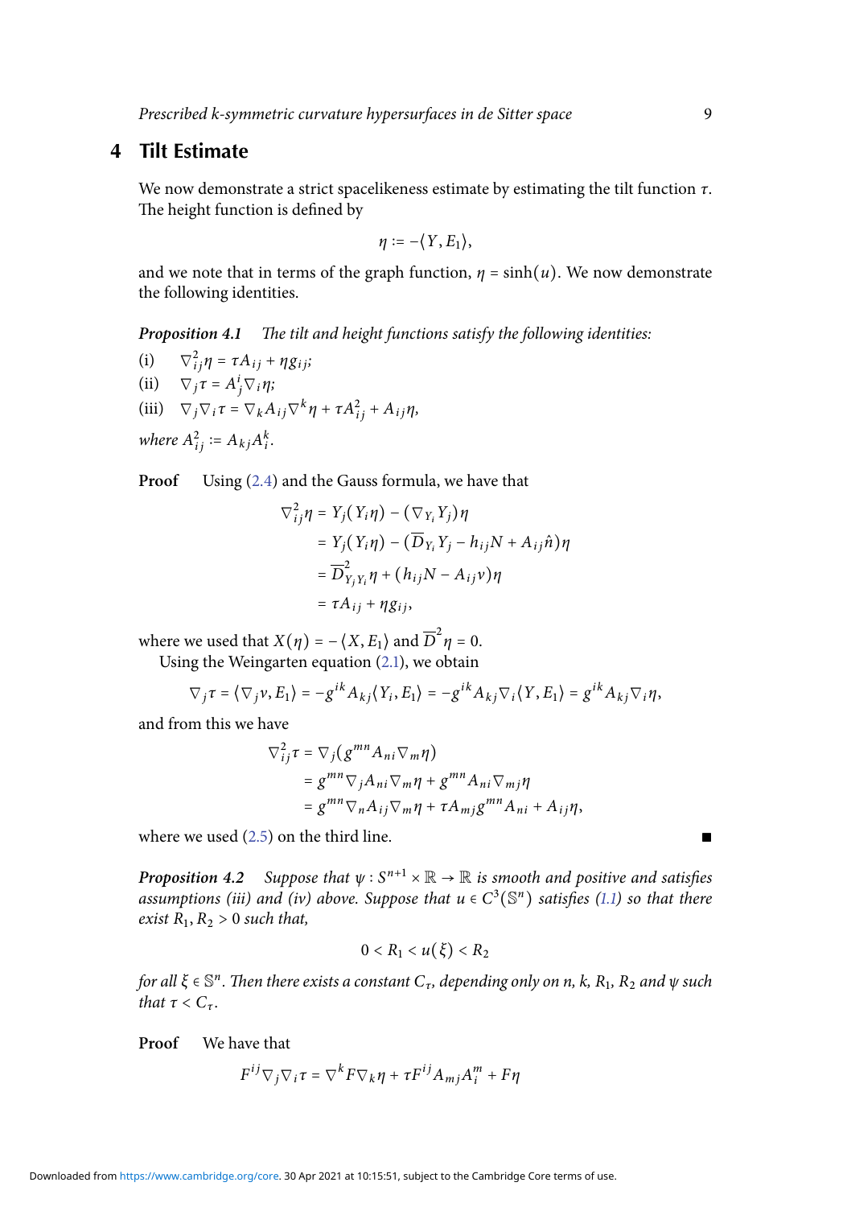## 4 Tilt Estimate

We now demonstrate a strict spacelikeness estimate by estimating the tilt function $\tau$. The height function is defined by

$$\eta := -\langle Y, E_1 \rangle,$$

and we note that in terms of the graph function, $\eta = \sinh(u)$. We now demonstrate the following identities.

**Proposition 4.1** *The tilt and height functions satisfy the following identities:*

(i) $\nabla^2_{ij}\eta = \tau A_{ij} + \eta g_{ij}$;

(ii) $\nabla_j \tau = A^i_j \nabla_i \eta$;

(iii) $\nabla_j \nabla_i \tau = \nabla_k A_{ij} \nabla^k \eta + \tau A^2_{ij} + A_{ij}\eta$,

*where* $A^2_{ij} := A_{kj}A^k_i$.

**Proof** Using (2.4) and the Gauss formula, we have that

$$\begin{aligned}
\nabla^2_{ij}\eta &= Y_j(Y_i\eta) - (\nabla_{Y_i} Y_j)\eta \\
&= Y_j(Y_i\eta) - (\overline{D}_{Y_i} Y_j - h_{ij}N + A_{ij}\hat{n})\eta \\
&= \overline{D}^2_{Y_j Y_i}\eta + (h_{ij}N - A_{ij}\nu)\eta \\
&= \tau A_{ij} + \eta g_{ij},
\end{aligned}$$

where we used that $X(\eta) = -\langle X, E_1 \rangle$ and $\overline{D}^2\eta = 0$.

Using the Weingarten equation (2.1), we obtain

$$\nabla_j \tau = \langle \nabla_j \nu, E_1 \rangle = -g^{ik}A_{kj}\langle Y_i, E_1 \rangle = -g^{ik}A_{kj}\nabla_i \langle Y, E_1 \rangle = g^{ik}A_{kj}\nabla_i \eta,$$

and from this we have

$$\begin{aligned}
\nabla^2_{ij}\tau &= \nabla_j(g^{mn}A_{ni}\nabla_m \eta) \\
&= g^{mn}\nabla_j A_{ni}\nabla_m \eta + g^{mn}A_{ni}\nabla_{mj}\eta \\
&= g^{mn}\nabla_n A_{ij}\nabla_m \eta + \tau A_{mj}g^{mn}A_{ni} + A_{ij}\eta,
\end{aligned}$$

where we used (2.5) on the third line. ∎

**Proposition 4.2** *Suppose that $\psi : S^{n+1} \times \mathbb{R} \to \mathbb{R}$ is smooth and positive and satisfies assumptions (iii) and (iv) above. Suppose that $u \in C^3(\mathbb{S}^n)$ satisfies (1.1) so that there exist $R_1, R_2 > 0$ such that,*

$$0 < R_1 < u(\xi) < R_2$$

*for all $\xi \in \mathbb{S}^n$. Then there exists a constant $C_\tau$, depending only on $n$, $k$, $R_1$, $R_2$ and $\psi$ such that $\tau < C_\tau$.*

**Proof** We have that

$$F^{ij}\nabla_j \nabla_i \tau = \nabla^k F \nabla_k \eta + \tau F^{ij}A_{mj}A^m_i + F\eta$$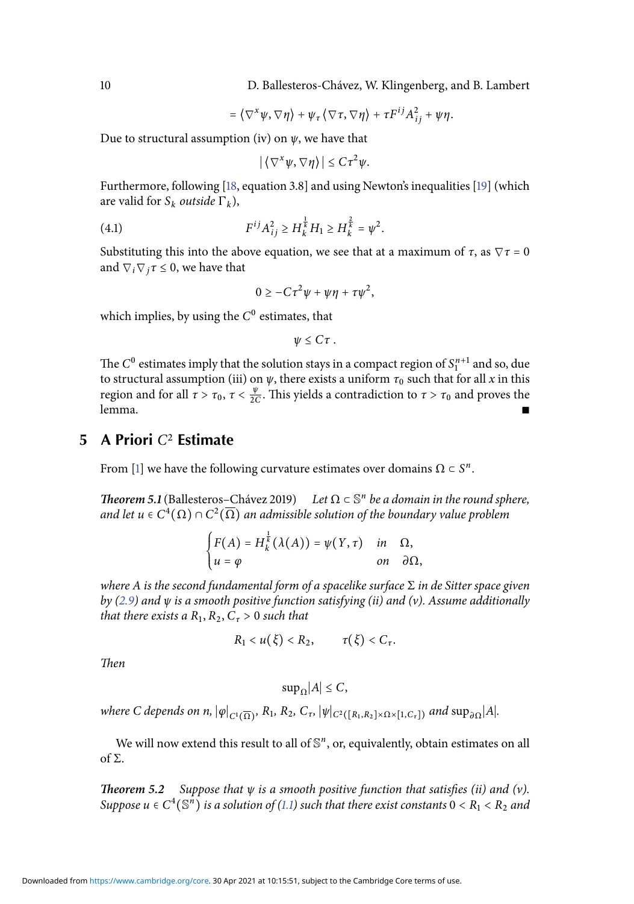$$= \langle \nabla^x \psi, \nabla \eta \rangle + \psi_\tau \langle \nabla \tau, \nabla \eta \rangle + \tau F^{ij} A_{ij}^2 + \psi \eta.$$

Due to structural assumption (iv) on $\psi$, we have that

$$|\langle \nabla^x \psi, \nabla \eta \rangle| \leq C\tau^2 \psi.$$

Furthermore, following [18, equation 3.8] and using Newton's inequalities [19] (which are valid for $S_k$ *outside* $\Gamma_k$),

$$F^{ij} A_{ij}^2 \geq H_k^{\frac{1}{k}} H_1 \geq H_k^{\frac{2}{k}} = \psi^2. \tag{4.1}$$

Substituting this into the above equation, we see that at a maximum of $\tau$, as $\nabla \tau = 0$ and $\nabla_i \nabla_j \tau \leq 0$, we have that

$$0 \geq -C\tau^2 \psi + \psi \eta + \tau \psi^2,$$

which implies, by using the $C^0$ estimates, that

$$\psi \leq C\tau\,.$$

The $C^0$ estimates imply that the solution stays in a compact region of $S_1^{n+1}$ and so, due to structural assumption (iii) on $\psi$, there exists a uniform $\tau_0$ such that for all $x$ in this region and for all $\tau > \tau_0$, $\tau < \frac{\psi}{2C}$. This yields a contradiction to $\tau > \tau_0$ and proves the lemma. ∎

## 5 A Priori $C^2$ Estimate

From [1] we have the following curvature estimates over domains $\Omega \subset S^n$.

***Theorem 5.1*** (Ballesteros–Chávez 2019) *Let $\Omega \subset \mathbb{S}^n$ be a domain in the round sphere, and let $u \in C^4(\Omega) \cap C^2(\overline{\Omega})$ an admissible solution of the boundary value problem*

$$\begin{cases} F(A) = H_k^{\frac{1}{k}}(\lambda(A)) = \psi(Y, \tau) & in \quad \Omega, \\ u = \varphi & on \quad \partial\Omega, \end{cases}$$

*where $A$ is the second fundamental form of a spacelike surface $\Sigma$ in de Sitter space given by (2.9) and $\psi$ is a smooth positive function satisfying (ii) and (v). Assume additionally that there exists a $R_1, R_2, C_\tau > 0$ such that*

$$R_1 < u(\xi) < R_2, \qquad \tau(\xi) < C_\tau.$$

*Then*

$$\sup_\Omega |A| \leq C,$$

*where $C$ depends on $n$, $|\varphi|_{C^1(\overline{\Omega})}$, $R_1$, $R_2$, $C_\tau$, $|\psi|_{C^2([R_1,R_2]\times\Omega\times[1,C_\tau])}$ and $\sup_{\partial\Omega}|A|$.*

We will now extend this result to all of $\mathbb{S}^n$, or, equivalently, obtain estimates on all of $\Sigma$.

***Theorem 5.2*** *Suppose that $\psi$ is a smooth positive function that satisfies (ii) and (v). Suppose $u \in C^4(\mathbb{S}^n)$ is a solution of (1.1) such that there exist constants $0 < R_1 < R_2$ and*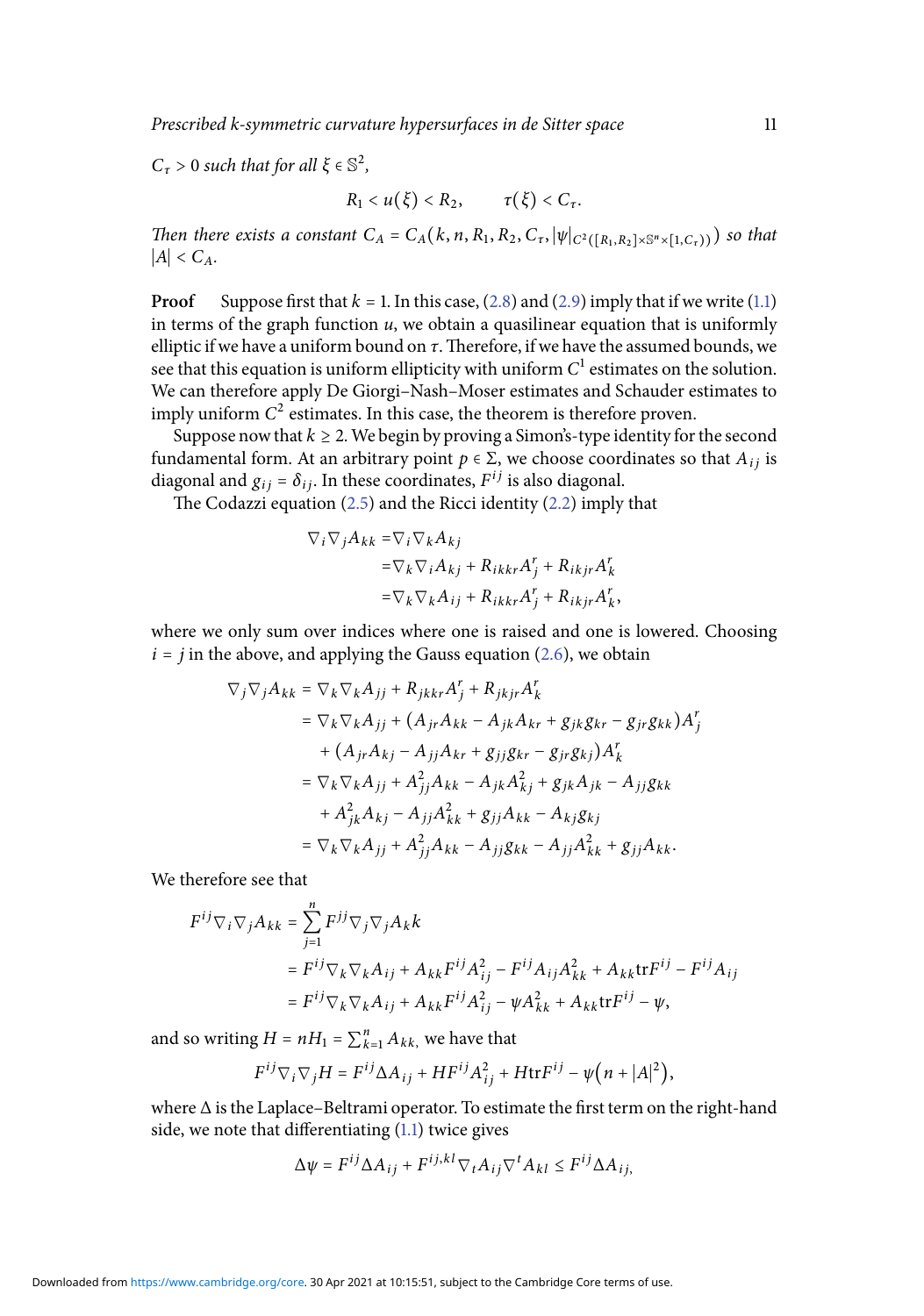$C_\tau > 0$ *such that for all* $\xi \in \mathbb{S}^2$,

$$R_1 < u(\xi) < R_2, \qquad \tau(\xi) < C_\tau.$$

*Then there exists a constant* $C_A = C_A(k, n, R_1, R_2, C_\tau, |\psi|_{C^2([R_1,R_2]\times\mathbb{S}^n\times[1,C_\tau))})$ *so that* $|A| < C_A$.

**Proof** Suppose first that $k = 1$. In this case, (2.8) and (2.9) imply that if we write (1.1) in terms of the graph function $u$, we obtain a quasilinear equation that is uniformly elliptic if we have a uniform bound on $\tau$. Therefore, if we have the assumed bounds, we see that this equation is uniform ellipticity with uniform $C^1$ estimates on the solution. We can therefore apply De Giorgi–Nash–Moser estimates and Schauder estimates to imply uniform $C^2$ estimates. In this case, the theorem is therefore proven.

Suppose now that $k \geq 2$. We begin by proving a Simon's-type identity for the second fundamental form. At an arbitrary point $p \in \Sigma$, we choose coordinates so that $A_{ij}$ is diagonal and $g_{ij} = \delta_{ij}$. In these coordinates, $F^{ij}$ is also diagonal.

The Codazzi equation (2.5) and the Ricci identity (2.2) imply that

$$\begin{aligned}
\nabla_i \nabla_j A_{kk} =& \nabla_i \nabla_k A_{kj} \\
=& \nabla_k \nabla_i A_{kj} + R_{ikkr} A^r_j + R_{ikjr} A^r_k \\
=& \nabla_k \nabla_k A_{ij} + R_{ikkr} A^r_j + R_{ikjr} A^r_k,
\end{aligned}$$

where we only sum over indices where one is raised and one is lowered. Choosing $i = j$ in the above, and applying the Gauss equation (2.6), we obtain

$$\begin{aligned}
\nabla_j \nabla_j A_{kk} &= \nabla_k \nabla_k A_{jj} + R_{jkkr} A^r_j + R_{jkjr} A^r_k \\
&= \nabla_k \nabla_k A_{jj} + (A_{jr} A_{kk} - A_{jk} A_{kr} + g_{jk} g_{kr} - g_{jr} g_{kk}) A^r_j \\
&\quad + (A_{jr} A_{kj} - A_{jj} A_{kr} + g_{jj} g_{kr} - g_{jr} g_{kj}) A^r_k \\
&= \nabla_k \nabla_k A_{jj} + A^2_{jj} A_{kk} - A_{jk} A^2_{kj} + g_{jk} A_{jk} - A_{jj} g_{kk} \\
&\quad + A^2_{jk} A_{kj} - A_{jj} A^2_{kk} + g_{jj} A_{kk} - A_{kj} g_{kj} \\
&= \nabla_k \nabla_k A_{jj} + A^2_{jj} A_{kk} - A_{jj} g_{kk} - A_{jj} A^2_{kk} + g_{jj} A_{kk}.
\end{aligned}$$

We therefore see that

$$\begin{aligned}
F^{ij} \nabla_i \nabla_j A_{kk} &= \sum_{j=1}^{n} F^{jj} \nabla_j \nabla_j A_k k \\
&= F^{ij} \nabla_k \nabla_k A_{ij} + A_{kk} F^{ij} A^2_{ij} - F^{ij} A_{ij} A^2_{kk} + A_{kk} \mathrm{tr} F^{ij} - F^{ij} A_{ij} \\
&= F^{ij} \nabla_k \nabla_k A_{ij} + A_{kk} F^{ij} A^2_{ij} - \psi A^2_{kk} + A_{kk} \mathrm{tr} F^{ij} - \psi,
\end{aligned}$$

and so writing $H = nH_1 = \sum_{k=1}^{n} A_{kk}$, we have that

$$F^{ij} \nabla_i \nabla_j H = F^{ij} \Delta A_{ij} + H F^{ij} A^2_{ij} + H \mathrm{tr} F^{ij} - \psi\big(n + |A|^2\big),$$

where $\Delta$ is the Laplace–Beltrami operator. To estimate the first term on the right-hand side, we note that differentiating (1.1) twice gives

$$\Delta \psi = F^{ij} \Delta A_{ij} + F^{ij,kl} \nabla_t A_{ij} \nabla^t A_{kl} \leq F^{ij} \Delta A_{ij},$$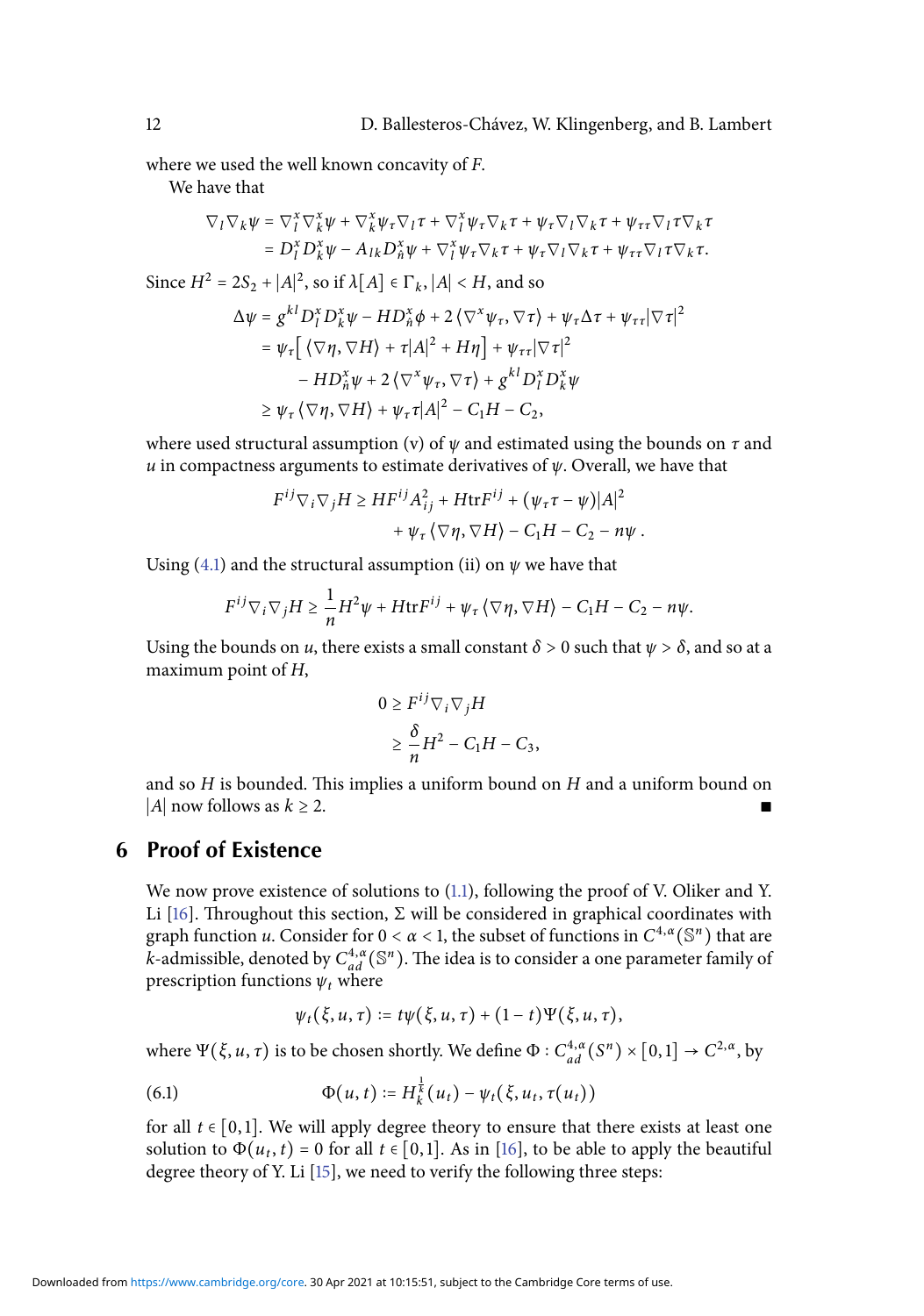where we used the well known concavity of $F$.

We have that

$$
\begin{aligned}
\nabla_l \nabla_k \psi &= \nabla^x_l \nabla^x_k \psi + \nabla^x_k \psi_\tau \nabla_l \tau + \nabla^x_l \psi_\tau \nabla_k \tau + \psi_\tau \nabla_l \nabla_k \tau + \psi_{\tau\tau} \nabla_l \tau \nabla_k \tau \\
&= D^x_l D^x_k \psi - A_{lk} D^x_{\hat{n}} \psi + \nabla^x_l \psi_\tau \nabla_k \tau + \psi_\tau \nabla_l \nabla_k \tau + \psi_{\tau\tau} \nabla_l \tau \nabla_k \tau.
\end{aligned}
$$

Since $H^2 = 2S_2 + |A|^2$, so if $\lambda[A] \in \Gamma_k$, $|A| < H$, and so

$$
\begin{aligned}
\Delta \psi &= g^{kl} D^x_l D^x_k \psi - H D^x_{\hat{n}} \phi + 2 \langle \nabla^x \psi_\tau, \nabla \tau \rangle + \psi_\tau \Delta \tau + \psi_{\tau\tau} |\nabla \tau|^2 \\
&= \psi_\tau \big[ \langle \nabla \eta, \nabla H \rangle + \tau |A|^2 + H\eta \big] + \psi_{\tau\tau} |\nabla \tau|^2 \\
&\qquad - H D^x_{\hat{n}} \psi + 2 \langle \nabla^x \psi_\tau, \nabla \tau \rangle + g^{kl} D^x_l D^x_k \psi \\
&\geq \psi_\tau \langle \nabla \eta, \nabla H \rangle + \psi_\tau \tau |A|^2 - C_1 H - C_2,
\end{aligned}
$$

where used structural assumption (v) of $\psi$ and estimated using the bounds on $\tau$ and $u$ in compactness arguments to estimate derivatives of $\psi$. Overall, we have that

$$
\begin{aligned}
F^{ij} \nabla_i \nabla_j H &\geq H F^{ij} A^2_{ij} + H \mathrm{tr} F^{ij} + (\psi_\tau \tau - \psi) |A|^2 \\
&\qquad + \psi_\tau \langle \nabla \eta, \nabla H \rangle - C_1 H - C_2 - n\psi\,.
\end{aligned}
$$

Using (4.1) and the structural assumption (ii) on $\psi$ we have that

$$
F^{ij} \nabla_i \nabla_j H \geq \frac{1}{n} H^2 \psi + H \mathrm{tr} F^{ij} + \psi_\tau \langle \nabla \eta, \nabla H \rangle - C_1 H - C_2 - n\psi.
$$

Using the bounds on $u$, there exists a small constant $\delta > 0$ such that $\psi > \delta$, and so at a maximum point of $H$,

$$
\begin{aligned}
0 &\geq F^{ij} \nabla_i \nabla_j H \\
&\geq \frac{\delta}{n} H^2 - C_1 H - C_3,
\end{aligned}
$$

and so $H$ is bounded. This implies a uniform bound on $H$ and a uniform bound on $|A|$ now follows as $k \geq 2$. ∎

## 6 Proof of Existence

We now prove existence of solutions to (1.1), following the proof of V. Oliker and Y. Li [16]. Throughout this section, $\Sigma$ will be considered in graphical coordinates with graph function $u$. Consider for $0 < \alpha < 1$, the subset of functions in $C^{4,\alpha}(\mathbb{S}^n)$ that are $k$-admissible, denoted by $C^{4,\alpha}_{ad}(\mathbb{S}^n)$. The idea is to consider a one parameter family of prescription functions $\psi_t$ where

$$
\psi_t(\xi, u, \tau) := t\psi(\xi, u, \tau) + (1-t)\Psi(\xi, u, \tau),
$$

where $\Psi(\xi, u, \tau)$ is to be chosen shortly. We define $\Phi : C^{4,\alpha}_{ad}(S^n) \times [0,1] \to C^{2,\alpha}$, by

$$
\Phi(u, t) := H_k^{\frac{1}{k}}(u_t) - \psi_t(\xi, u_t, \tau(u_t)) \tag{6.1}
$$

for all $t \in [0,1]$. We will apply degree theory to ensure that there exists at least one solution to $\Phi(u_t, t) = 0$ for all $t \in [0,1]$. As in [16], to be able to apply the beautiful degree theory of Y. Li [15], we need to verify the following three steps: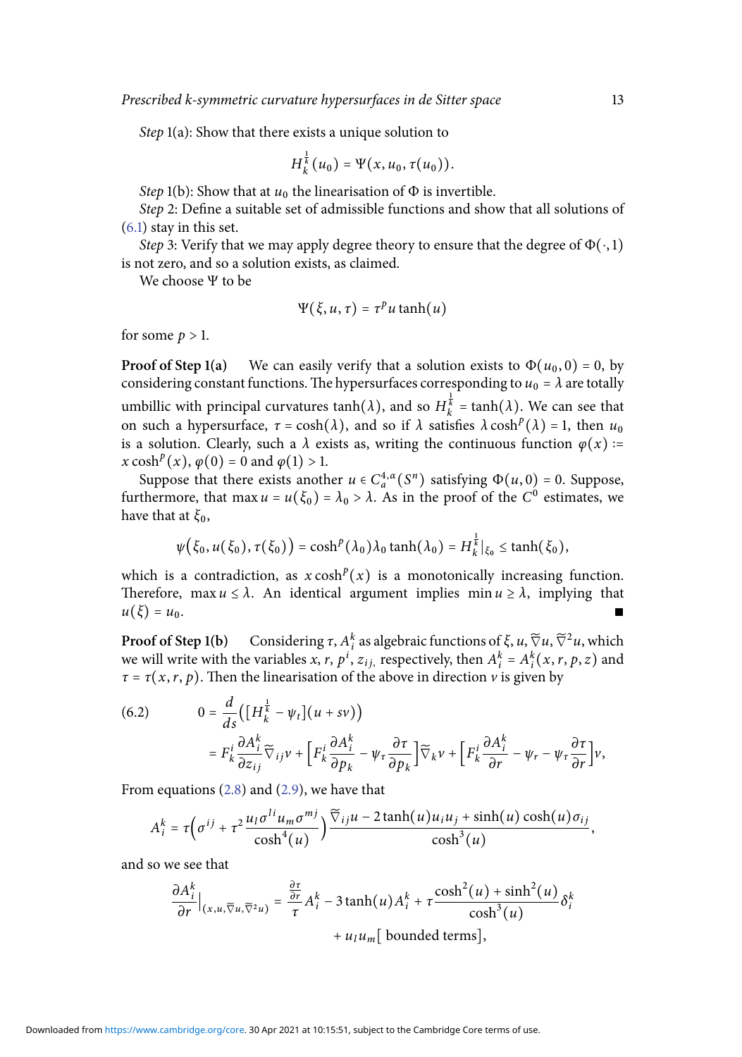*Step* 1(a): Show that there exists a unique solution to

$$H_k^{\frac{1}{k}}(u_0) = \Psi(x, u_0, \tau(u_0)).$$

*Step* 1(b): Show that at $u_0$ the linearisation of $\Phi$ is invertible.

*Step* 2: Define a suitable set of admissible functions and show that all solutions of (6.1) stay in this set.

*Step* 3: Verify that we may apply degree theory to ensure that the degree of $\Phi(\cdot, 1)$ is not zero, and so a solution exists, as claimed.

We choose $\Psi$ to be

$$\Psi(\xi, u, \tau) = \tau^p u \tanh(u)$$

for some $p > 1$.

**Proof of Step 1(a)** We can easily verify that a solution exists to $\Phi(u_0, 0) = 0$, by considering constant functions. The hypersurfaces corresponding to $u_0 = \lambda$ are totally umbillic with principal curvatures $\tanh(\lambda)$, and so $H_k^{\frac{1}{k}} = \tanh(\lambda)$. We can see that on such a hypersurface, $\tau = \cosh(\lambda)$, and so if $\lambda$ satisfies $\lambda \cosh^p(\lambda) = 1$, then $u_0$ is a solution. Clearly, such a $\lambda$ exists as, writing the continuous function $\varphi(x) := x\cosh^p(x)$, $\varphi(0) = 0$ and $\varphi(1) > 1$.

Suppose that there exists another $u \in C_a^{4,\alpha}(S^n)$ satisfying $\Phi(u, 0) = 0$. Suppose, furthermore, that $\max u = u(\xi_0) = \lambda_0 > \lambda$. As in the proof of the $C^0$ estimates, we have that at $\xi_0$,

$$\psi\big(\xi_0, u(\xi_0), \tau(\xi_0)\big) = \cosh^p(\lambda_0)\lambda_0 \tanh(\lambda_0) = H_k^{\frac{1}{k}}\big|_{\xi_0} \le \tanh(\xi_0),$$

which is a contradiction, as $x\cosh^p(x)$ is a monotonically increasing function. Therefore, $\max u \le \lambda$. An identical argument implies $\min u \ge \lambda$, implying that $u(\xi) = u_0$. ∎

**Proof of Step 1(b)** Considering $\tau, A_i^k$ as algebraic functions of $\xi, u, \widetilde{\nabla} u, \widetilde{\nabla}^2 u$, which we will write with the variables $x$, $r$, $p^i$, $z_{ij}$, respectively, then $A_i^k = A_i^k(x, r, p, z)$ and $\tau = \tau(x, r, p)$. Then the linearisation of the above in direction $v$ is given by

$$\begin{aligned}
(6.2) \qquad 0 &= \frac{d}{ds}\Big([H_k^{\frac{1}{k}} - \psi_t](u + sv)\Big)\\
&= F_k^i \frac{\partial A_i^k}{\partial z_{ij}} \widetilde{\nabla}_{ij} v + \Big[F_k^i \frac{\partial A_i^k}{\partial p_k} - \psi_\tau \frac{\partial \tau}{\partial p_k}\Big]\widetilde{\nabla}_k v + \Big[F_k^i \frac{\partial A_i^k}{\partial r} - \psi_r - \psi_\tau \frac{\partial \tau}{\partial r}\Big] v,
\end{aligned}$$

From equations (2.8) and (2.9), we have that

$$A_i^k = \tau\Big(\sigma^{ij} + \tau^2 \frac{u_l \sigma^{li} u_m \sigma^{mj}}{\cosh^4(u)}\Big) \frac{\widetilde{\nabla}_{ij} u - 2\tanh(u) u_i u_j + \sinh(u)\cosh(u)\sigma_{ij}}{\cosh^3(u)},$$

and so we see that

$$\begin{aligned}
\frac{\partial A_i^k}{\partial r}\Big|_{(x,u,\widetilde{\nabla} u, \widetilde{\nabla}^2 u)} &= \frac{\frac{\partial \tau}{\partial r}}{\tau} A_i^k - 3\tanh(u) A_i^k + \tau \frac{\cosh^2(u) + \sinh^2(u)}{\cosh^3(u)} \delta_i^k\\
&\quad + u_l u_m[\text{ bounded terms}],
\end{aligned}$$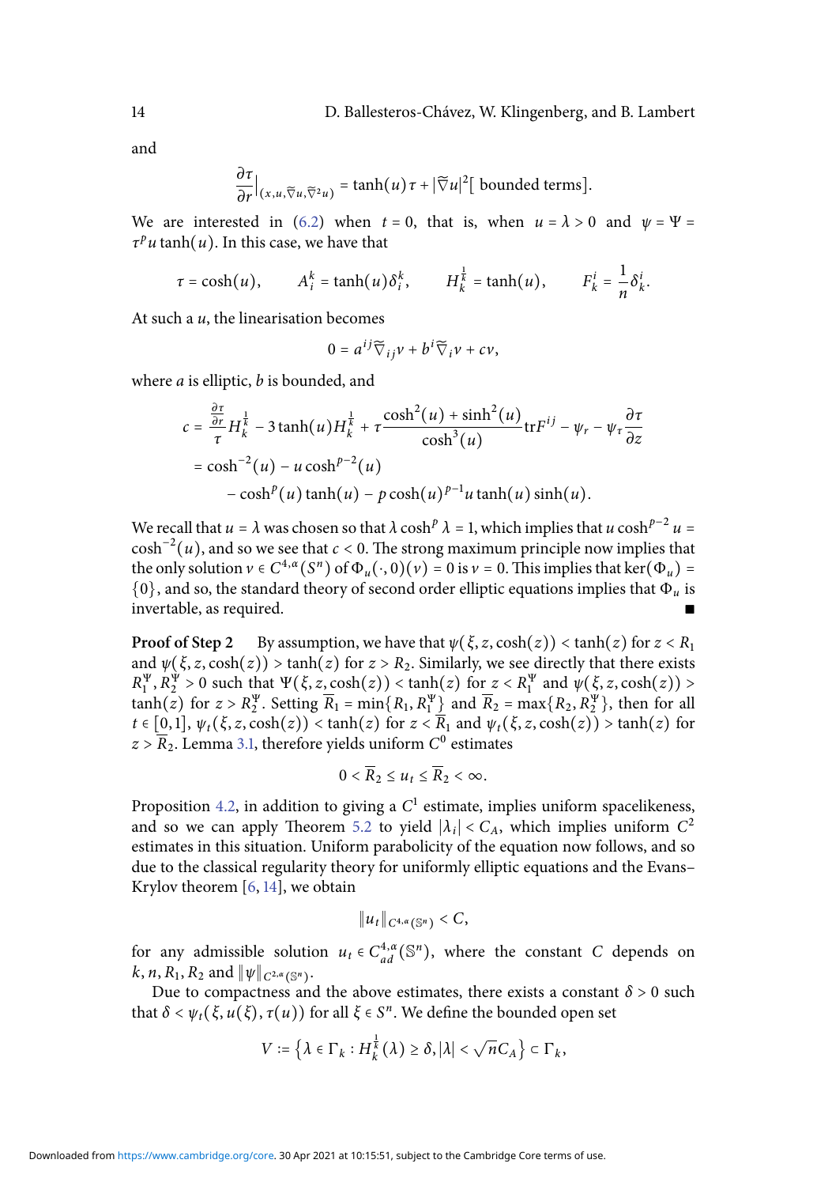and

$$\frac{\partial \tau}{\partial r}\Big|_{(x,u,\widetilde{\nabla} u,\widetilde{\nabla}^2 u)} = \tanh(u)\tau + |\widetilde{\nabla} u|^2[\text{ bounded terms}].$$

We are interested in (6.2) when $t = 0$, that is, when $u = \lambda > 0$ and $\psi = \Psi = \tau^p u \tanh(u)$. In this case, we have that

$$\tau = \cosh(u), \qquad A_i^k = \tanh(u)\delta_i^k, \qquad H_k^{\frac{1}{k}} = \tanh(u), \qquad F_k^i = \frac{1}{n}\delta_k^i.$$

At such a $u$, the linearisation becomes

$$0 = a^{ij}\widetilde{\nabla}_{ij} v + b^i \widetilde{\nabla}_i v + cv,$$

where $a$ is elliptic, $b$ is bounded, and

$$\begin{aligned} c &= \frac{\frac{\partial \tau}{\partial r}}{\tau} H_k^{\frac{1}{k}} - 3\tanh(u) H_k^{\frac{1}{k}} + \tau \frac{\cosh^2(u) + \sinh^2(u)}{\cosh^3(u)} \mathrm{tr} F^{ij} - \psi_r - \psi_\tau \frac{\partial \tau}{\partial z} \\ &= \cosh^{-2}(u) - u\cosh^{p-2}(u) \\ &\quad - \cosh^p(u)\tanh(u) - p\cosh(u)^{p-1} u \tanh(u)\sinh(u). \end{aligned}$$

We recall that $u = \lambda$ was chosen so that $\lambda \cosh^p \lambda = 1$, which implies that $u\cosh^{p-2} u = \cosh^{-2}(u)$, and so we see that $c < 0$. The strong maximum principle now implies that the only solution $v \in C^{4,\alpha}(S^n)$ of $\Phi_u(\cdot, 0)(v) = 0$ is $v = 0$. This implies that $\ker(\Phi_u) = \{0\}$, and so, the standard theory of second order elliptic equations implies that $\Phi_u$ is invertable, as required. ∎

**Proof of Step 2** By assumption, we have that $\psi(\xi, z, \cosh(z)) < \tanh(z)$ for $z < R_1$ and $\psi(\xi, z, \cosh(z)) > \tanh(z)$ for $z > R_2$. Similarly, we see directly that there exists $R_1^\Psi, R_2^\Psi > 0$ such that $\Psi(\xi, z, \cosh(z)) < \tanh(z)$ for $z < R_1^\Psi$ and $\psi(\xi, z, \cosh(z)) > \tanh(z)$ for $z > R_2^\Psi$. Setting $\overline{R}_1 = \min\{R_1, R_1^\Psi\}$ and $\overline{R}_2 = \max\{R_2, R_2^\Psi\}$, then for all $t \in [0,1]$, $\psi_t(\xi, z, \cosh(z)) < \tanh(z)$ for $z < \overline{R}_1$ and $\psi_t(\xi, z, \cosh(z)) > \tanh(z)$ for $z > \overline{R}_2$. Lemma 3.1, therefore yields uniform $C^0$ estimates

$$0 < \overline{R}_2 \le u_t \le \overline{R}_2 < \infty.$$

Proposition 4.2, in addition to giving a $C^1$ estimate, implies uniform spacelikeness, and so we can apply Theorem 5.2 to yield $|\lambda_i| < C_A$, which implies uniform $C^2$ estimates in this situation. Uniform parabolicity of the equation now follows, and so due to the classical regularity theory for uniformly elliptic equations and the Evans–Krylov theorem [6, 14], we obtain

$$\|u_t\|_{C^{4,\alpha}(\mathbb{S}^n)} < C,$$

for any admissible solution $u_t \in C^{4,\alpha}_{ad}(\mathbb{S}^n)$, where the constant $C$ depends on $k, n, R_1, R_2$ and $\|\psi\|_{C^{2,\alpha}(\mathbb{S}^n)}$.

Due to compactness and the above estimates, there exists a constant $\delta > 0$ such that $\delta < \psi_t(\xi, u(\xi), \tau(u))$ for all $\xi \in S^n$. We define the bounded open set

$$V := \left\{\lambda \in \Gamma_k : H_k^{\frac{1}{k}}(\lambda) \ge \delta, |\lambda| < \sqrt{n} C_A\right\} \subset \Gamma_k,$$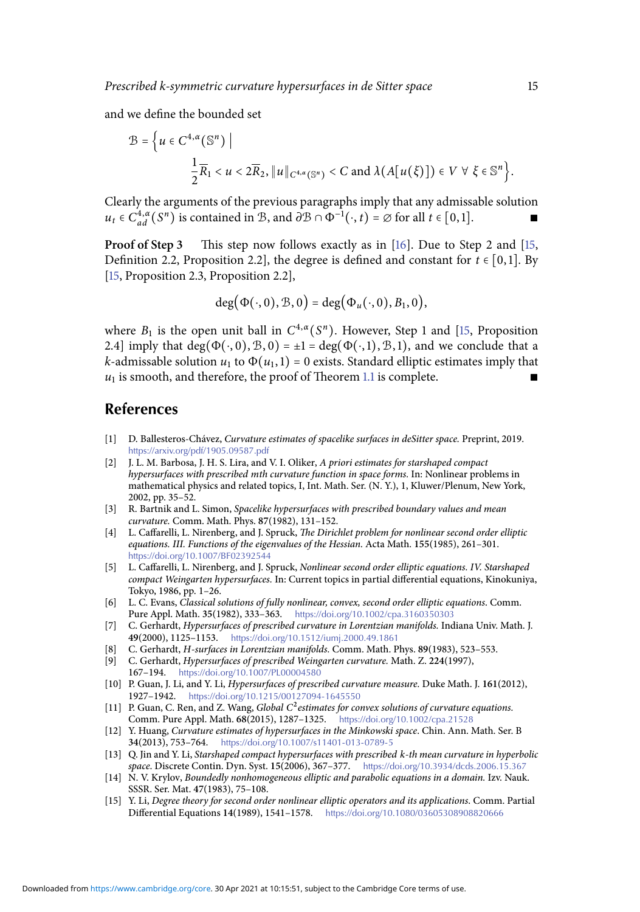and we define the bounded set

$$\mathcal{B} = \Big\{ u \in C^{4,\alpha}(\mathbb{S}^n) \;\Big|\; \frac{1}{2}\overline{R}_1 < u < 2\overline{R}_2, \|u\|_{C^{4,\alpha}(\mathbb{S}^n)} < C \text{ and } \lambda(A[u(\xi)]) \in V \;\forall\; \xi \in \mathbb{S}^n \Big\}.$$

Clearly the arguments of the previous paragraphs imply that any admissable solution $u_t \in C^{4,\alpha}_{ad}(S^n)$ is contained in $\mathcal{B}$, and $\partial\mathcal{B} \cap \Phi^{-1}(\cdot, t) = \varnothing$ for all $t \in [0,1]$. ∎

**Proof of Step 3** This step now follows exactly as in [16]. Due to Step 2 and [15, Definition 2.2, Proposition 2.2], the degree is defined and constant for $t \in [0,1]$. By [15, Proposition 2.3, Proposition 2.2],

$$\deg\big(\Phi(\cdot,0), \mathcal{B}, 0\big) = \deg\big(\Phi_u(\cdot,0), B_1, 0\big),$$

where $B_1$ is the open unit ball in $C^{4,\alpha}(S^n)$. However, Step 1 and [15, Proposition 2.4] imply that $\deg(\Phi(\cdot,0), \mathcal{B}, 0) = \pm 1 = \deg(\Phi(\cdot,1), \mathcal{B}, 1)$, and we conclude that a $k$-admissable solution $u_1$ to $\Phi(u_1, 1) = 0$ exists. Standard elliptic estimates imply that $u_1$ is smooth, and therefore, the proof of Theorem 1.1 is complete. ∎

## References

- [1] D. Ballesteros-Chávez, *Curvature estimates of spacelike surfaces in deSitter space.* Preprint, 2019. https://arxiv.org/pdf/1905.09587.pdf
- [2] J. L. M. Barbosa, J. H. S. Lira, and V. I. Oliker, *A priori estimates for starshaped compact hypersurfaces with prescribed mth curvature function in space forms.* In: Nonlinear problems in mathematical physics and related topics, I, Int. Math. Ser. (N. Y.), 1, Kluwer/Plenum, New York, 2002, pp. 35–52.
- [3] R. Bartnik and L. Simon, *Spacelike hypersurfaces with prescribed boundary values and mean curvature.* Comm. Math. Phys. **87**(1982), 131–152.
- [4] L. Caffarelli, L. Nirenberg, and J. Spruck, *The Dirichlet problem for nonlinear second order elliptic equations. III. Functions of the eigenvalues of the Hessian.* Acta Math. **155**(1985), 261–301. https://doi.org/10.1007/BF02392544
- [5] L. Caffarelli, L. Nirenberg, and J. Spruck, *Nonlinear second order elliptic equations. IV. Starshaped compact Weingarten hypersurfaces.* In: Current topics in partial differential equations, Kinokuniya, Tokyo, 1986, pp. 1–26.
- [6] L. C. Evans, *Classical solutions of fully nonlinear, convex, second order elliptic equations.* Comm. Pure Appl. Math. **35**(1982), 333–363. https://doi.org/10.1002/cpa.3160350303
- [7] C. Gerhardt, *Hypersurfaces of prescribed curvature in Lorentzian manifolds.* Indiana Univ. Math. J. **49**(2000), 1125–1153. https://doi.org/10.1512/iumj.2000.49.1861
- [8] C. Gerhardt, *H-surfaces in Lorentzian manifolds.* Comm. Math. Phys. **89**(1983), 523–553.
- [9] C. Gerhardt, *Hypersurfaces of prescribed Weingarten curvature.* Math. Z. **224**(1997), 167–194. https://doi.org/10.1007/PL00004580
- [10] P. Guan, J. Li, and Y. Li, *Hypersurfaces of prescribed curvature measure.* Duke Math. J. **161**(2012), 1927–1942. https://doi.org/10.1215/00127094-1645550
- [11] P. Guan, C. Ren, and Z. Wang, *Global $C^2$ estimates for convex solutions of curvature equations.* Comm. Pure Appl. Math. **68**(2015), 1287–1325. https://doi.org/10.1002/cpa.21528
- [12] Y. Huang, *Curvature estimates of hypersurfaces in the Minkowski space.* Chin. Ann. Math. Ser. B **34**(2013), 753–764. https://doi.org/10.1007/s11401-013-0789-5
- [13] Q. Jin and Y. Li, *Starshaped compact hypersurfaces with prescribed k-th mean curvature in hyperbolic space.* Discrete Contin. Dyn. Syst. **15**(2006), 367–377. https://doi.org/10.3934/dcds.2006.15.367
- [14] N. V. Krylov, *Boundedly nonhomogeneous elliptic and parabolic equations in a domain.* Izv. Nauk. SSSR. Ser. Mat. **47**(1983), 75–108.
- [15] Y. Li, *Degree theory for second order nonlinear elliptic operators and its applications.* Comm. Partial Differential Equations **14**(1989), 1541–1578. https://doi.org/10.1080/03605308908820666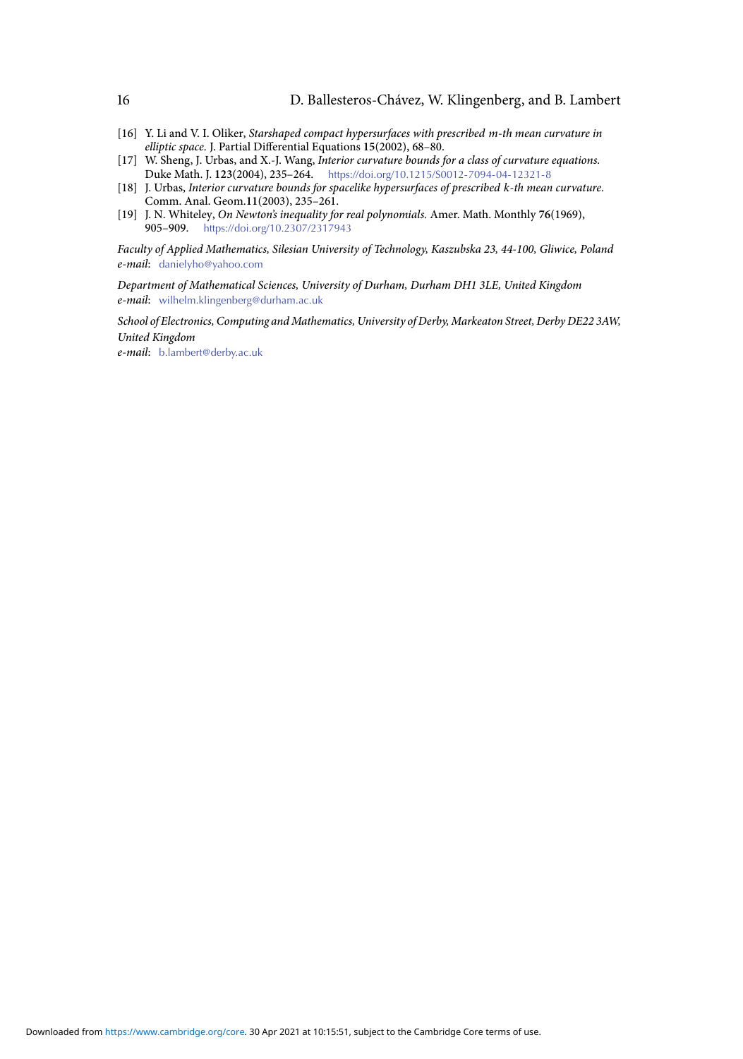[16] Y. Li and V. I. Oliker, *Starshaped compact hypersurfaces with prescribed $m$-th mean curvature in elliptic space.* J. Partial Differential Equations **15**(2002), 68–80.

[17] W. Sheng, J. Urbas, and X.-J. Wang, *Interior curvature bounds for a class of curvature equations.* Duke Math. J. **123**(2004), 235–264. https://doi.org/10.1215/S0012-7094-04-12321-8

[18] J. Urbas, *Interior curvature bounds for spacelike hypersurfaces of prescribed $k$-th mean curvature.* Comm. Anal. Geom.**11**(2003), 235–261.

[19] J. N. Whiteley, *On Newton's inequality for real polynomials.* Amer. Math. Monthly **76**(1969), 905–909. https://doi.org/10.2307/2317943

*Faculty of Applied Mathematics, Silesian University of Technology, Kaszubska 23, 44-100, Gliwice, Poland*
*e-mail*: danielyho@yahoo.com

*Department of Mathematical Sciences, University of Durham, Durham DH1 3LE, United Kingdom*
*e-mail*: wilhelm.klingenberg@durham.ac.uk

*School of Electronics, Computing and Mathematics, University of Derby, Markeaton Street, Derby DE22 3AW, United Kingdom*
*e-mail*: b.lambert@derby.ac.uk